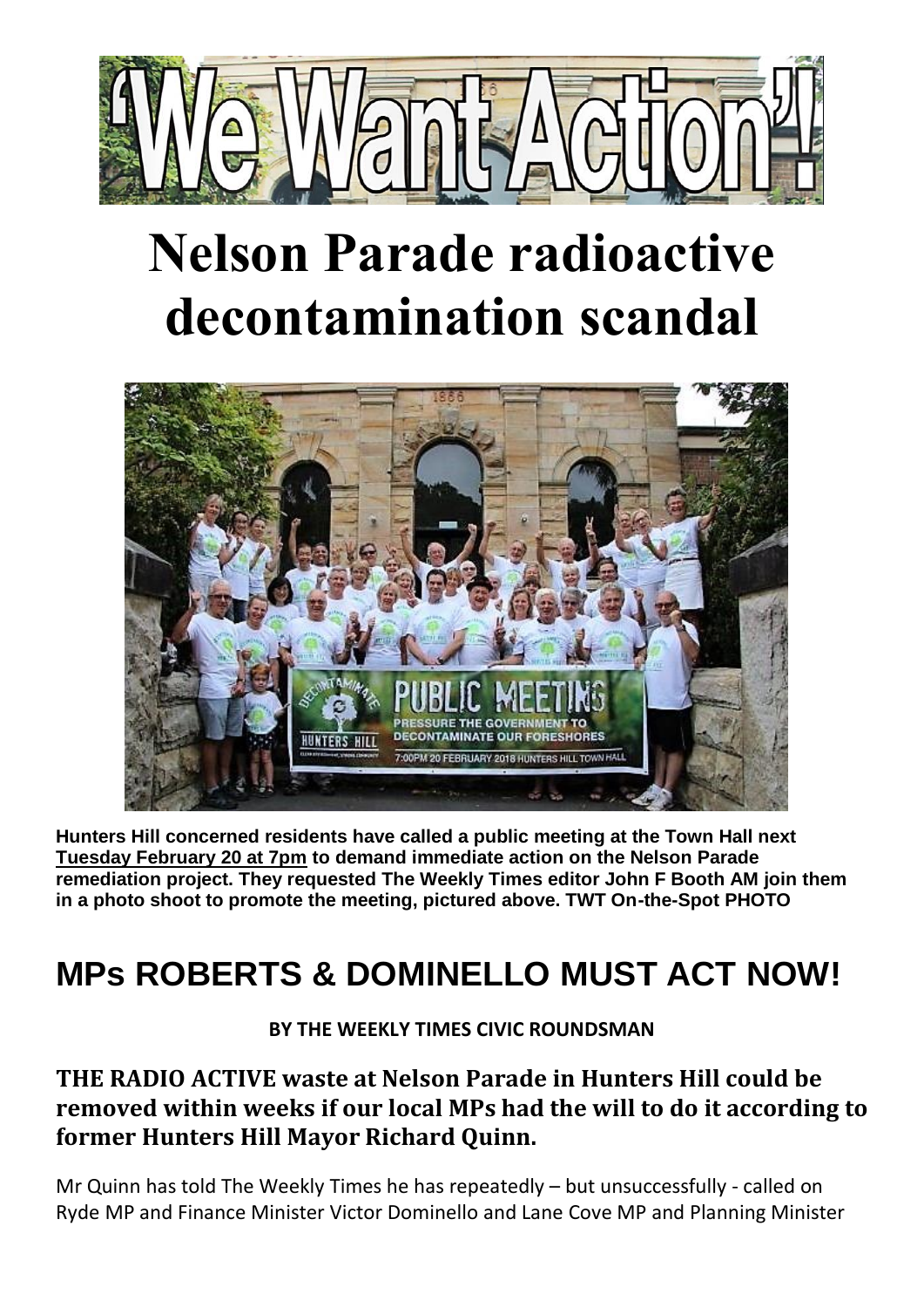# 'We Want Action'!

# Nelson Parade radioactive decontamination scandal

**Hunters Hill concerned residents have called a public meeting at the Town Hall next Tuesday February 20 at 7pm to demand immediate action on the Nelson Parade remediation project. They requested The Weekly Times editor John F Booth AM join them in a photo shoot to promote the meeting, pictured above. TWT On-the-Spot PHOTO**

## MPs ROBERTS & DOMINELLO MUST ACT NOW!

**BY THE WEEKLY TIMES CIVIC ROUNDSMAN**

### THE RADIO ACTIVE waste at Nelson Parade in Hunters Hill could be removed within weeks if our local MPs had the will to do it according to former Hunters Hill Mayor Richard Quinn.

Mr Quinn has told The Weekly Times he has repeatedly – but unsuccessfully - called on Ryde MP and Finance Minister Victor Dominello and Lane Cove MP and Planning Minister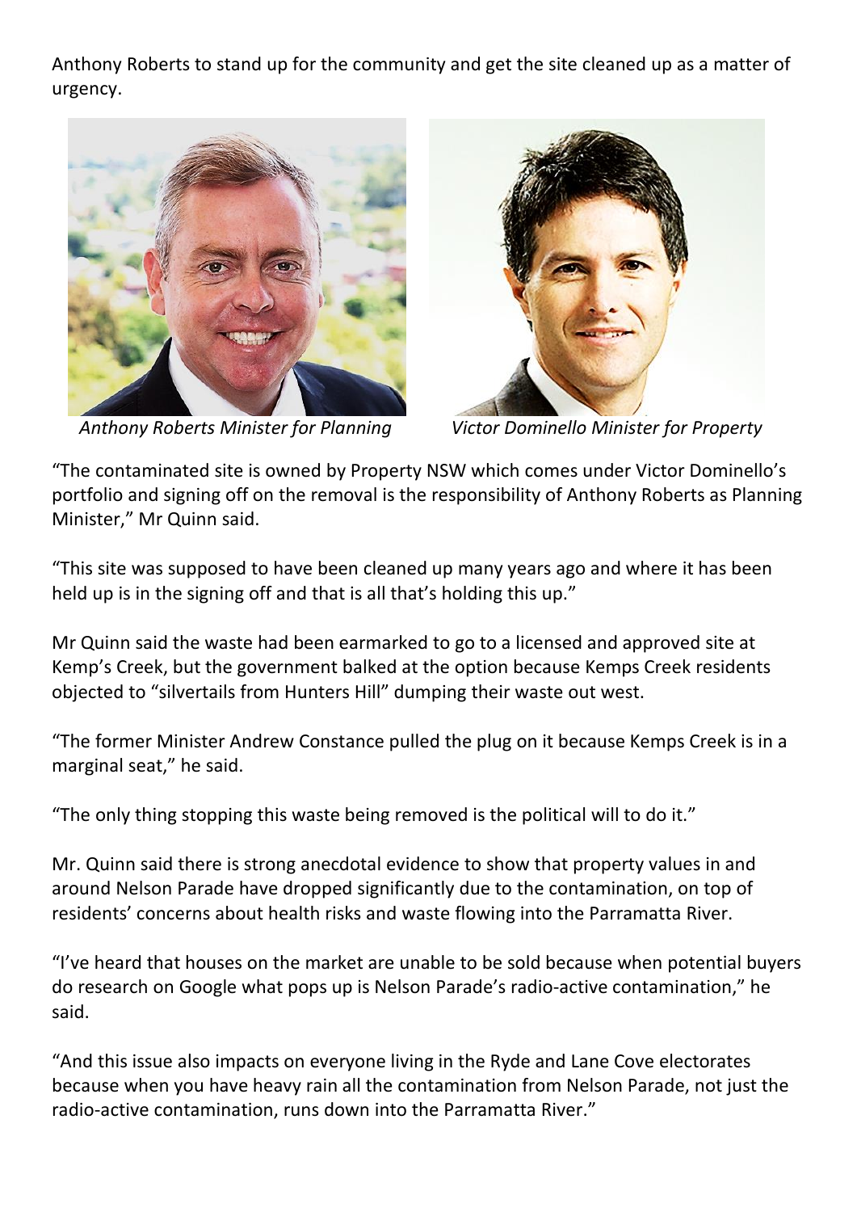Anthony Roberts to stand up for the community and get the site cleaned up as a matter of urgency.

*Anthony Roberts Minister for Planning*

*Victor Dominello Minister for Property*

"The contaminated site is owned by Property NSW which comes under Victor Dominello's portfolio and signing off on the removal is the responsibility of Anthony Roberts as Planning Minister," Mr Quinn said.

"This site was supposed to have been cleaned up many years ago and where it has been held up is in the signing off and that is all that's holding this up."

Mr Quinn said the waste had been earmarked to go to a licensed and approved site at Kemp's Creek, but the government balked at the option because Kemps Creek residents objected to "silvertails from Hunters Hill" dumping their waste out west.

"The former Minister Andrew Constance pulled the plug on it because Kemps Creek is in a marginal seat," he said.

"The only thing stopping this waste being removed is the political will to do it."

Mr. Quinn said there is strong anecdotal evidence to show that property values in and around Nelson Parade have dropped significantly due to the contamination, on top of residents' concerns about health risks and waste flowing into the Parramatta River.

"I've heard that houses on the market are unable to be sold because when potential buyers do research on Google what pops up is Nelson Parade's radio-active contamination," he said.

"And this issue also impacts on everyone living in the Ryde and Lane Cove electorates because when you have heavy rain all the contamination from Nelson Parade, not just the radio-active contamination, runs down into the Parramatta River."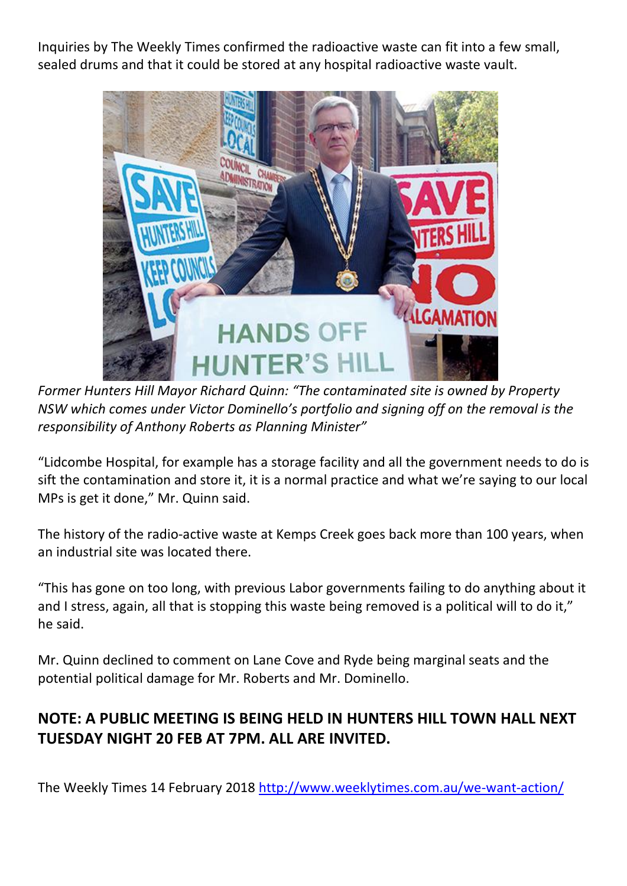Inquiries by The Weekly Times confirmed the radioactive waste can fit into a few small, sealed drums and that it could be stored at any hospital radioactive waste vault.

*Former Hunters Hill Mayor Richard Quinn: "The contaminated site is owned by Property NSW which comes under Victor Dominello's portfolio and signing off on the removal is the responsibility of Anthony Roberts as Planning Minister"*

"Lidcombe Hospital, for example has a storage facility and all the government needs to do is sift the contamination and store it, it is a normal practice and what we're saying to our local MPs is get it done," Mr. Quinn said.

The history of the radio-active waste at Kemps Creek goes back more than 100 years, when an industrial site was located there.

"This has gone on too long, with previous Labor governments failing to do anything about it and I stress, again, all that is stopping this waste being removed is a political will to do it," he said.

Mr. Quinn declined to comment on Lane Cove and Ryde being marginal seats and the potential political damage for Mr. Roberts and Mr. Dominello.

**NOTE: A PUBLIC MEETING IS BEING HELD IN HUNTERS HILL TOWN HALL NEXT TUESDAY NIGHT 20 FEB AT 7PM. ALL ARE INVITED.**

The Weekly Times 14 February 2018 [http://www.weeklytimes.com.au/we-want-action/](http://www.weeklytimes.com.au/we-want-action/)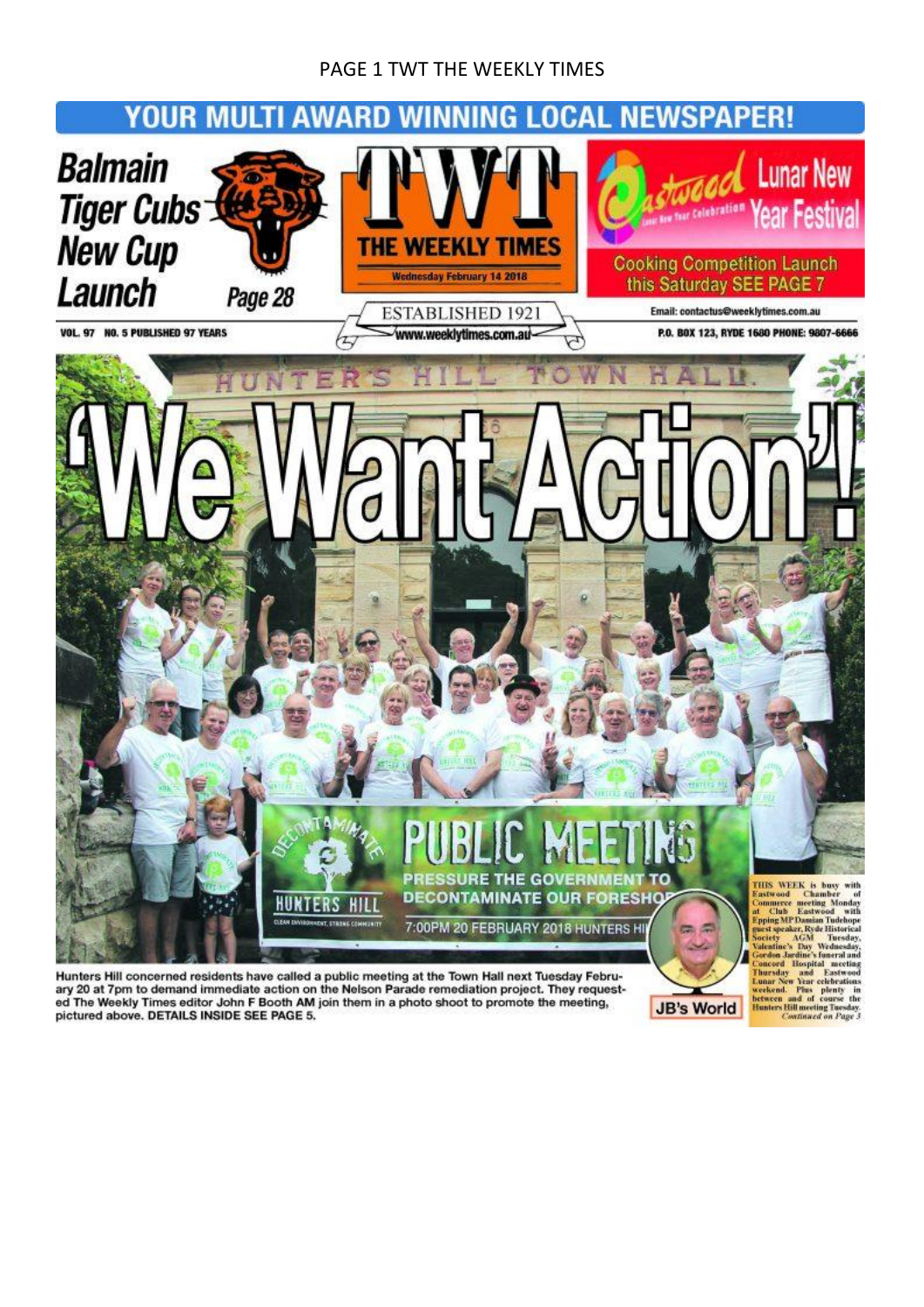PAGE 1 TWT THE WEEKLY TIMES

YOUR MULTI AWARD WINNING LOCAL NEWSPAPER!

**Balmain Tiger Cubs New Cup Launch** Page 28

# TWT THE WEEKLY TIMES

Wednesday February 14 2018

ESTABLISHED 1921

www.weeklytimes.com.au

**Eastwood Lunar New Year Festival**

Cooking Competition Launch this Saturday SEE PAGE 7

Email: contactus@weeklytimes.com.au

VOL. 97 NO. 5 PUBLISHED 97 YEARS

P.O. BOX 123, RYDE 1680 PHONE: 9807-6666

# 'We Want Action'!

HUNTER'S HILL TOWN HALL.

DECONTAMINATE HUNTERS HILL

CLEAN ENVIRONMENT, STRONG COMMUNITY

PUBLIC MEETING

PRESSURE THE GOVERNMENT TO DECONTAMINATE OUR FORESHO

7:00PM 20 FEBRUARY 2018 HUNTERS HI

Hunters Hill concerned residents have called a public meeting at the Town Hall next Tuesday February 20 at 7pm to demand immediate action on the Nelson Parade remediation project. They requested The Weekly Times editor John F Booth AM join them in a photo shoot to promote the meeting, pictured above. **DETAILS INSIDE SEE PAGE 5.**

**JB's World**

THIS WEEK is busy with Eastwood Chamber of Commerce meeting Monday at Club Eastwood with Epping MP Damian Tudehope guest speaker, Ryde Historical Society AGM Tuesday, Valentine's Day Wednesday, Gordon Jardine's funeral and Concord Hospital meeting Thursday and Eastwood Lunar New Year celebrations weekend. Plus plenty in between and of course the Hunters Hill meeting Tuesday.

*Continued on Page 3*